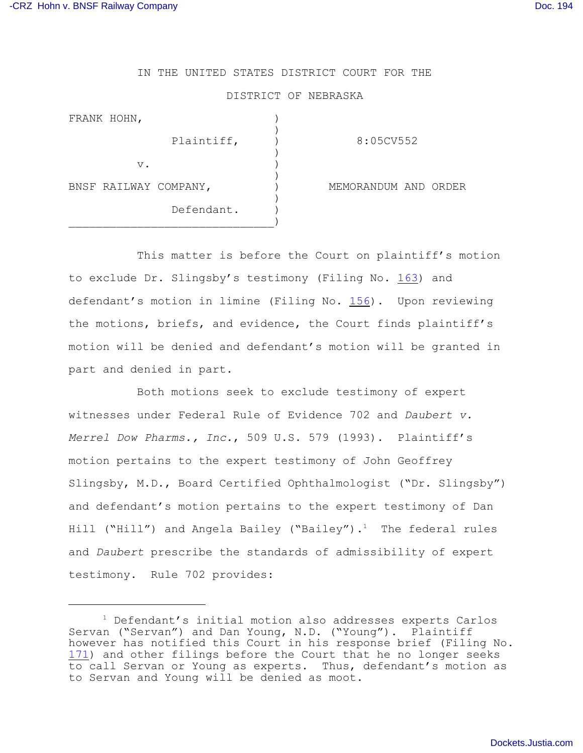IN THE UNITED STATES DISTRICT COURT FOR THE

DISTRICT OF NEBRASKA

| | | |
|---|---|---|
| FRANK HOHN, | ) | |
| Plaintiff, | ) | 8:05CV552 |
| v. | ) | |
| BNSF RAILWAY COMPANY, | ) | MEMORANDUM AND ORDER |
| Defendant. | ) | |

This matter is before the Court on plaintiff's motion to exclude Dr. Slingsby's testimony (Filing No. 163) and defendant's motion in limine (Filing No. 156). Upon reviewing the motions, briefs, and evidence, the Court finds plaintiff's motion will be denied and defendant's motion will be granted in part and denied in part.

Both motions seek to exclude testimony of expert witnesses under Federal Rule of Evidence 702 and *Daubert v. Merrel Dow Pharms., Inc.*, 509 U.S. 579 (1993). Plaintiff's motion pertains to the expert testimony of John Geoffrey Slingsby, M.D., Board Certified Ophthalmologist ("Dr. Slingsby") and defendant's motion pertains to the expert testimony of Dan Hill ("Hill") and Angela Bailey ("Bailey").[1] The federal rules and *Daubert* prescribe the standards of admissibility of expert testimony. Rule 702 provides:

---

[1] Defendant's initial motion also addresses experts Carlos Servan ("Servan") and Dan Young, N.D. ("Young"). Plaintiff however has notified this Court in his response brief (Filing No. 171) and other filings before the Court that he no longer seeks to call Servan or Young as experts. Thus, defendant's motion as to Servan and Young will be denied as moot.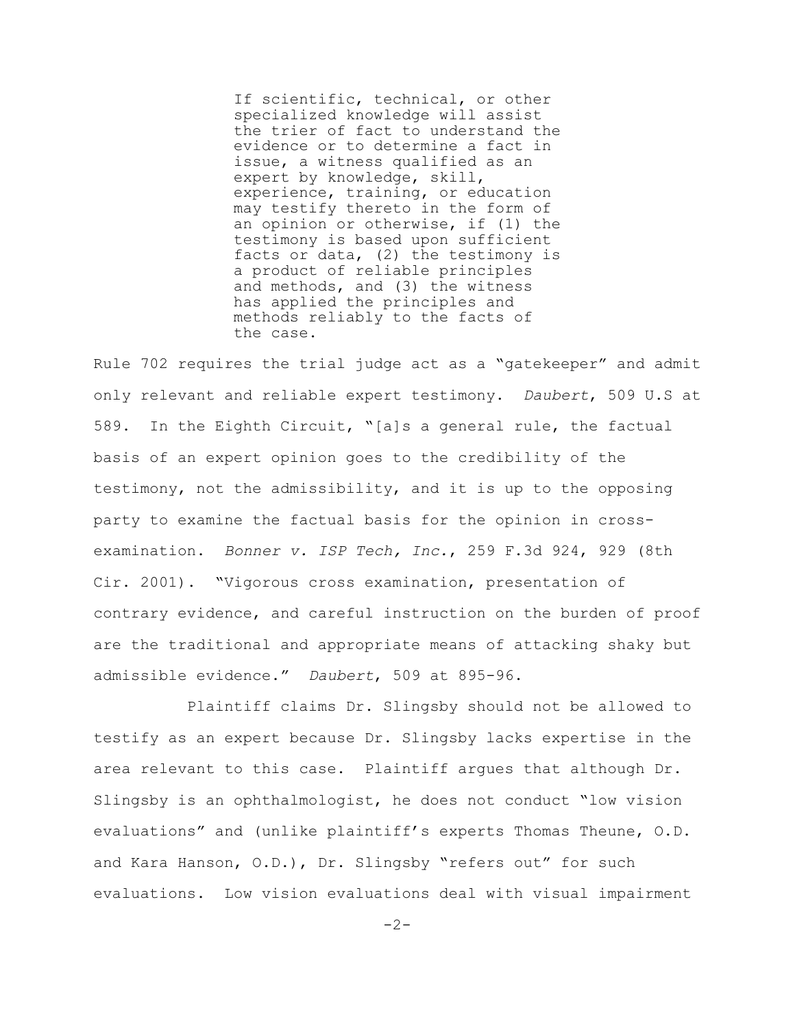> If scientific, technical, or other specialized knowledge will assist the trier of fact to understand the evidence or to determine a fact in issue, a witness qualified as an expert by knowledge, skill, experience, training, or education may testify thereto in the form of an opinion or otherwise, if (1) the testimony is based upon sufficient facts or data, (2) the testimony is a product of reliable principles and methods, and (3) the witness has applied the principles and methods reliably to the facts of the case.

Rule 702 requires the trial judge act as a "gatekeeper" and admit only relevant and reliable expert testimony. *Daubert*, 509 U.S at 589. In the Eighth Circuit, "[a]s a general rule, the factual basis of an expert opinion goes to the credibility of the testimony, not the admissibility, and it is up to the opposing party to examine the factual basis for the opinion in cross-examination. *Bonner v. ISP Tech, Inc.*, 259 F.3d 924, 929 (8th Cir. 2001). "Vigorous cross examination, presentation of contrary evidence, and careful instruction on the burden of proof are the traditional and appropriate means of attacking shaky but admissible evidence." *Daubert*, 509 at 895-96.

Plaintiff claims Dr. Slingsby should not be allowed to testify as an expert because Dr. Slingsby lacks expertise in the area relevant to this case. Plaintiff argues that although Dr. Slingsby is an ophthalmologist, he does not conduct "low vision evaluations" and (unlike plaintiff's experts Thomas Theune, O.D. and Kara Hanson, O.D.), Dr. Slingsby "refers out" for such evaluations. Low vision evaluations deal with visual impairment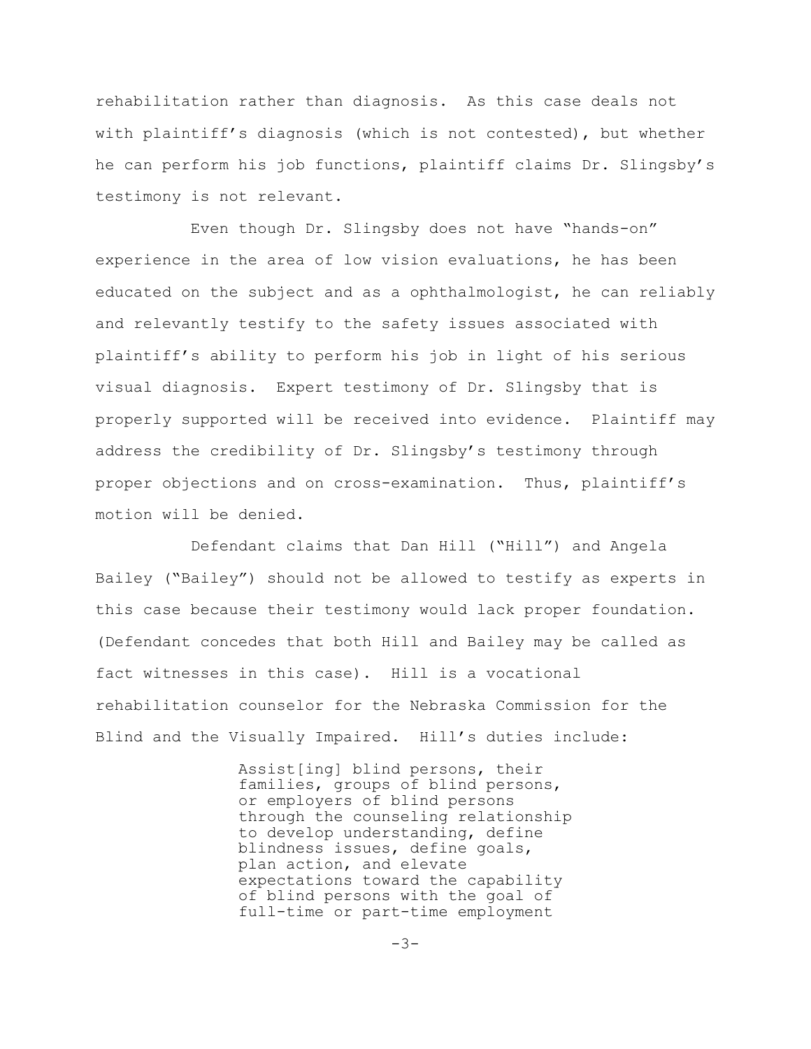rehabilitation rather than diagnosis. As this case deals not with plaintiff's diagnosis (which is not contested), but whether he can perform his job functions, plaintiff claims Dr. Slingsby's testimony is not relevant.

Even though Dr. Slingsby does not have "hands-on" experience in the area of low vision evaluations, he has been educated on the subject and as a ophthalmologist, he can reliably and relevantly testify to the safety issues associated with plaintiff's ability to perform his job in light of his serious visual diagnosis. Expert testimony of Dr. Slingsby that is properly supported will be received into evidence. Plaintiff may address the credibility of Dr. Slingsby's testimony through proper objections and on cross-examination. Thus, plaintiff's motion will be denied.

Defendant claims that Dan Hill ("Hill") and Angela Bailey ("Bailey") should not be allowed to testify as experts in this case because their testimony would lack proper foundation. (Defendant concedes that both Hill and Bailey may be called as fact witnesses in this case). Hill is a vocational rehabilitation counselor for the Nebraska Commission for the Blind and the Visually Impaired. Hill's duties include:

> Assist[ing] blind persons, their families, groups of blind persons, or employers of blind persons through the counseling relationship to develop understanding, define blindness issues, define goals, plan action, and elevate expectations toward the capability of blind persons with the goal of full-time or part-time employment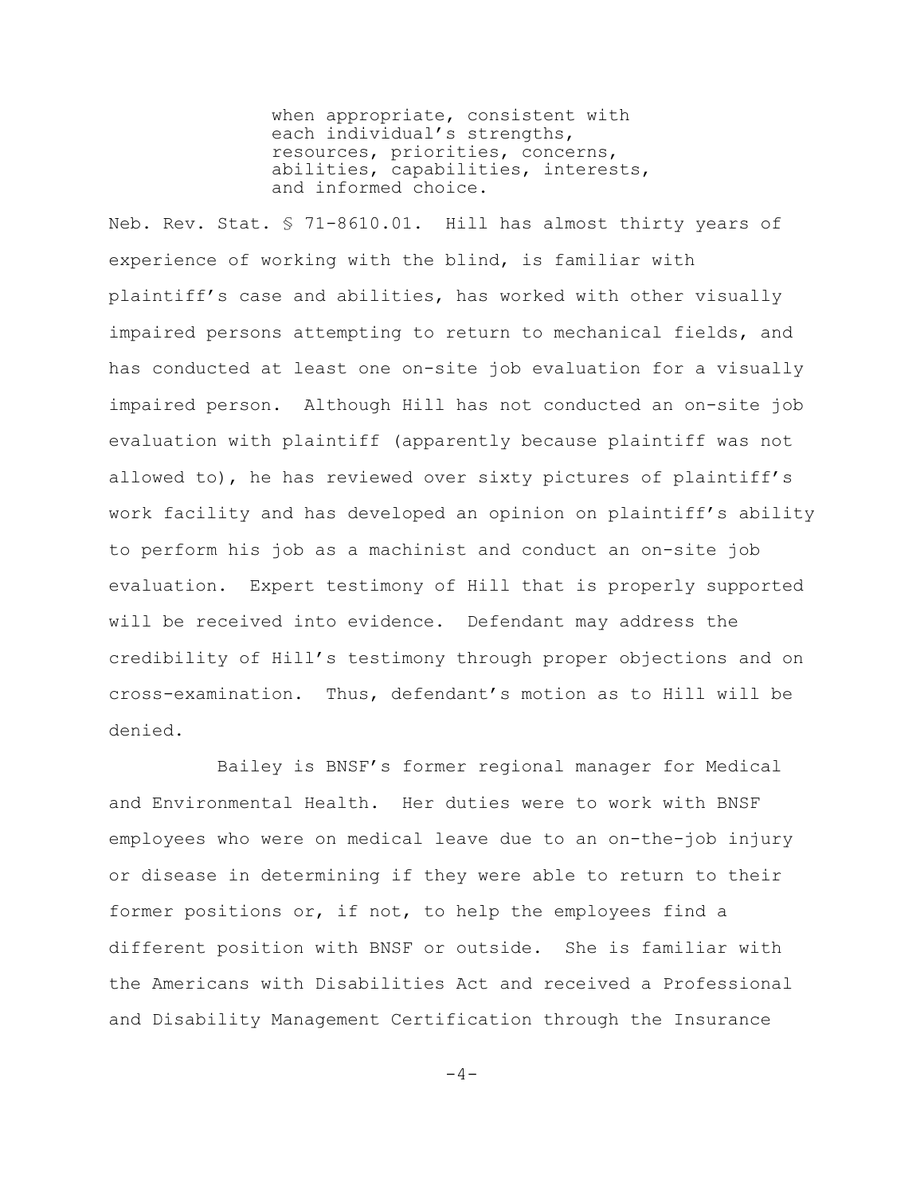> when appropriate, consistent with each individual's strengths, resources, priorities, concerns, abilities, capabilities, interests, and informed choice.

Neb. Rev. Stat. § 71-8610.01. Hill has almost thirty years of experience of working with the blind, is familiar with plaintiff's case and abilities, has worked with other visually impaired persons attempting to return to mechanical fields, and has conducted at least one on-site job evaluation for a visually impaired person. Although Hill has not conducted an on-site job evaluation with plaintiff (apparently because plaintiff was not allowed to), he has reviewed over sixty pictures of plaintiff's work facility and has developed an opinion on plaintiff's ability to perform his job as a machinist and conduct an on-site job evaluation. Expert testimony of Hill that is properly supported will be received into evidence. Defendant may address the credibility of Hill's testimony through proper objections and on cross-examination. Thus, defendant's motion as to Hill will be denied.

Bailey is BNSF's former regional manager for Medical and Environmental Health. Her duties were to work with BNSF employees who were on medical leave due to an on-the-job injury or disease in determining if they were able to return to their former positions or, if not, to help the employees find a different position with BNSF or outside. She is familiar with the Americans with Disabilities Act and received a Professional and Disability Management Certification through the Insurance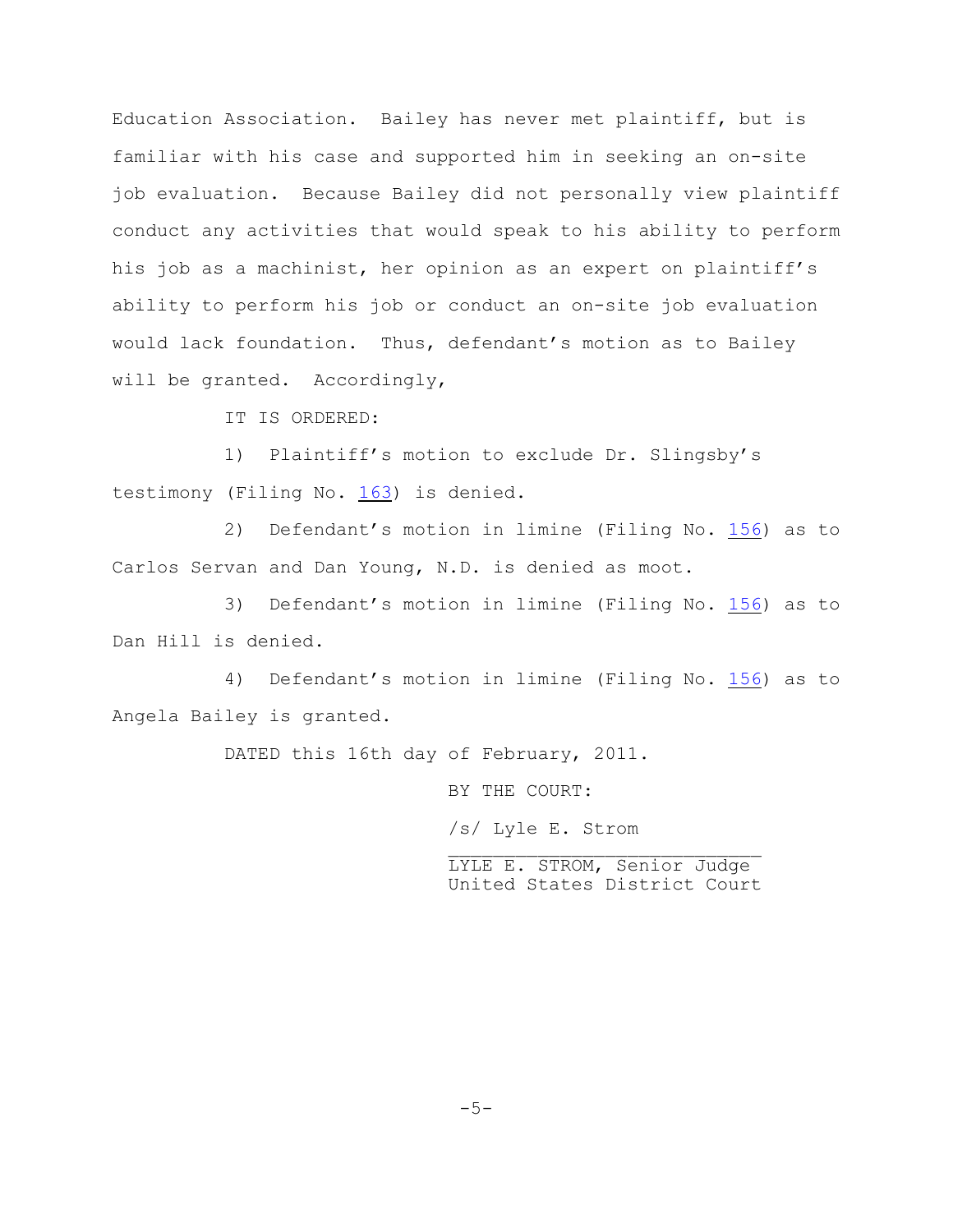Education Association. Bailey has never met plaintiff, but is familiar with his case and supported him in seeking an on-site job evaluation. Because Bailey did not personally view plaintiff conduct any activities that would speak to his ability to perform his job as a machinist, her opinion as an expert on plaintiff's ability to perform his job or conduct an on-site job evaluation would lack foundation. Thus, defendant's motion as to Bailey will be granted. Accordingly,

IT IS ORDERED:

1) Plaintiff's motion to exclude Dr. Slingsby's testimony (Filing No. 163) is denied.

2) Defendant's motion in limine (Filing No. 156) as to Carlos Servan and Dan Young, N.D. is denied as moot.

3) Defendant's motion in limine (Filing No. 156) as to Dan Hill is denied.

4) Defendant's motion in limine (Filing No. 156) as to Angela Bailey is granted.

DATED this 16th day of February, 2011.

BY THE COURT:

/s/ Lyle E. Strom

LYLE E. STROM, Senior Judge
United States District Court